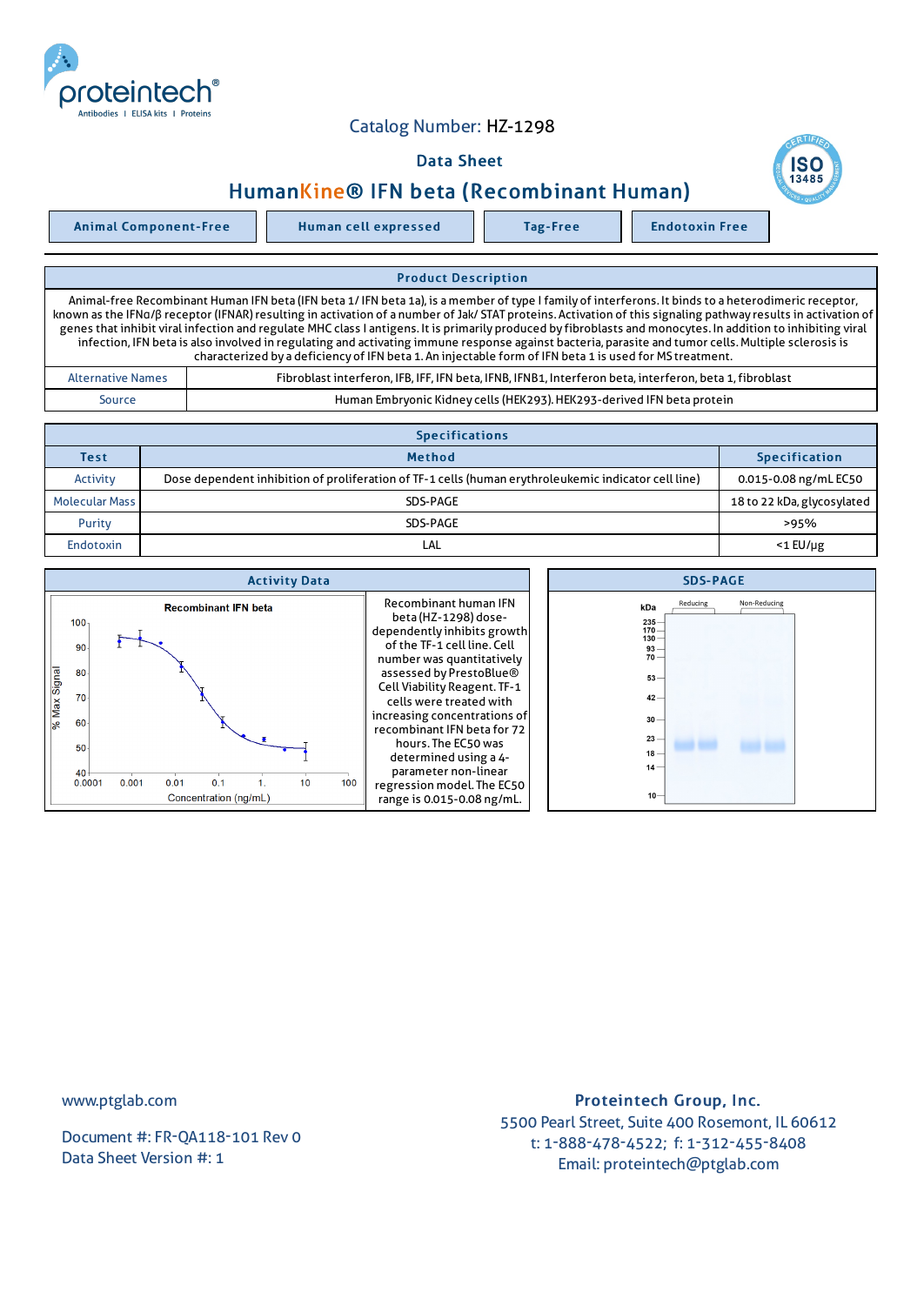Catalog Number: HZ-1298

## Data Sheet

# HumanKine® IFN beta (Recombinant Human)

Animal Component-Free | Human cell expressed | Tag-Free | Endotoxin Free

## Product Description

Animal-free Recombinant Human IFN beta (IFN beta 1/ IFN beta 1a), is a member of type I family of interferons. It binds to a heterodimeric receptor, known as the IFNα/β receptor (IFNAR) resulting in activation of a number of Jak/ STAT proteins. Activation of this signaling pathway results in activation of genes that inhibit viral infection and regulate MHC class I antigens. It is primarily produced by fibroblasts and monocytes. In addition to inhibiting viral infection, IFN beta is also involved in regulating and activating immune response against bacteria, parasite and tumor cells. Multiple sclerosis is characterized by a deficiency of IFN beta 1. An injectable form of IFN beta 1 is used for MS treatment.

| | |
|---|---|
| Alternative Names | Fibroblast interferon, IFB, IFF, IFN beta, IFNB, IFNB1, Interferon beta, interferon, beta 1, fibroblast |
| Source | Human Embryonic Kidney cells (HEK293). HEK293-derived IFN beta protein |

## Specifications

| Test | Method | Specification |
|---|---|---|
| Activity | Dose dependent inhibition of proliferation of TF-1 cells (human erythroleukemic indicator cell line) | 0.015-0.08 ng/mL EC50 |
| Molecular Mass | SDS-PAGE | 18 to 22 kDa, glycosylated |
| Purity | SDS-PAGE | >95% |
| Endotoxin | LAL | <1 EU/μg |

## Activity Data

Recombinant human IFN beta (HZ-1298) dose-dependently inhibits growth of the TF-1 cell line. Cell number was quantitatively assessed by PrestoBlue® Cell Viability Reagent. TF-1 cells were treated with increasing concentrations of recombinant IFN beta for 72 hours. The EC50 was determined using a 4-parameter non-linear regression model. The EC50 range is 0.015-0.08 ng/mL.

## SDS-PAGE

www.ptglab.com

Document #: FR-QA118-101 Rev 0
Data Sheet Version #: 1

**Proteintech Group, Inc.**
5500 Pearl Street, Suite 400 Rosemont, IL 60612
t: 1-888-478-4522; f: 1-312-455-8408
Email: proteintech@ptglab.com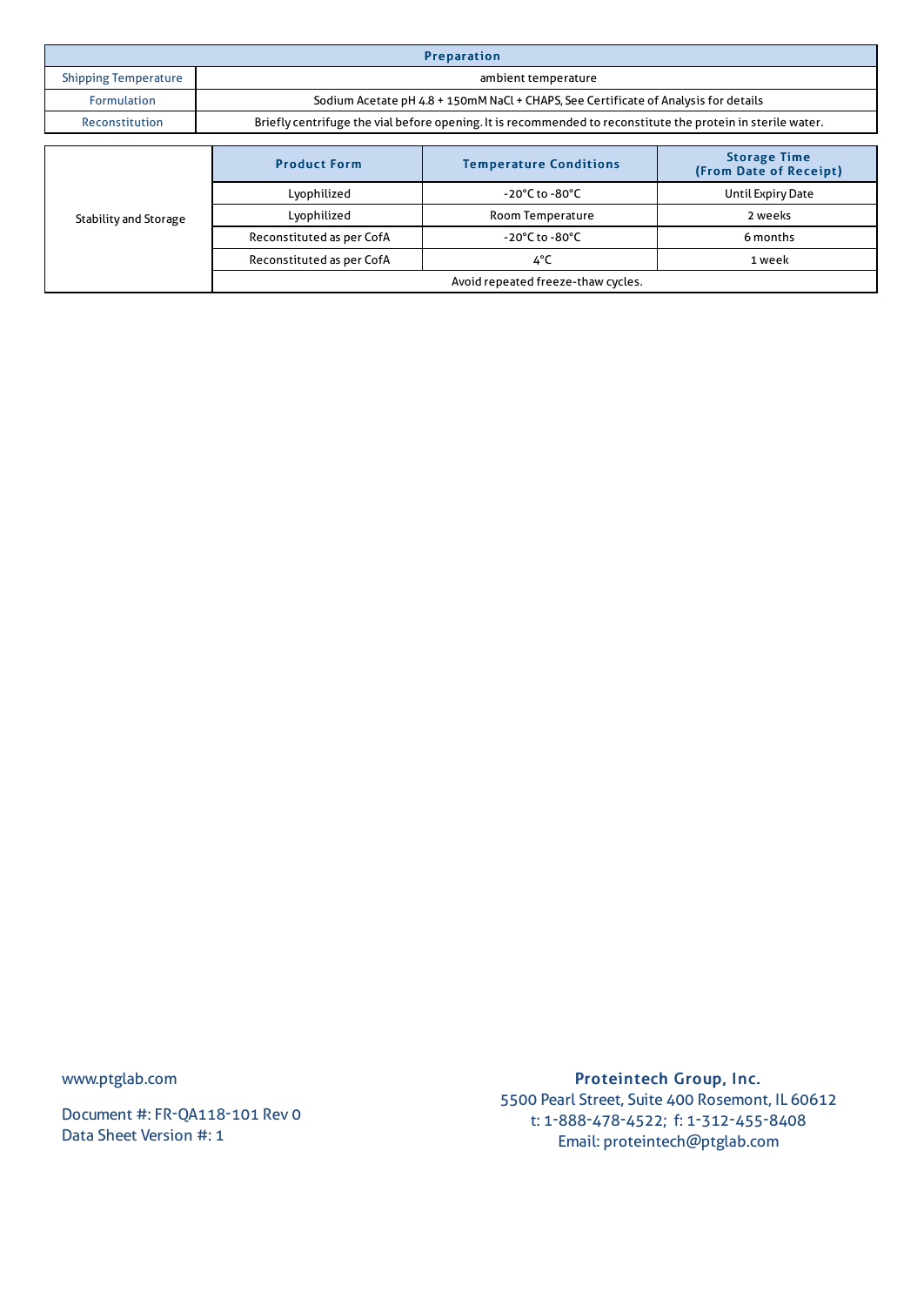| Preparation | |
|---|---|
| Shipping Temperature | ambient temperature |
| Formulation | Sodium Acetate pH 4.8 + 150mM NaCl + CHAPS, See Certificate of Analysis for details |
| Reconstitution | Briefly centrifuge the vial before opening. It is recommended to reconstitute the protein in sterile water. |

| Stability and Storage | Product Form | Temperature Conditions | Storage Time (From Date of Receipt) |
|---|---|---|---|
| | Lyophilized | -20°C to -80°C | Until Expiry Date |
| | Lyophilized | Room Temperature | 2 weeks |
| | Reconstituted as per CofA | -20°C to -80°C | 6 months |
| | Reconstituted as per CofA | 4°C | 1 week |
| | Avoid repeated freeze-thaw cycles. | | |

www.ptglab.com

Document #: FR-QA118-101 Rev 0
Data Sheet Version #: 1

**Proteintech Group, Inc.**
5500 Pearl Street, Suite 400 Rosemont, IL 60612
t: 1-888-478-4522; f: 1-312-455-8408
Email: proteintech@ptglab.com